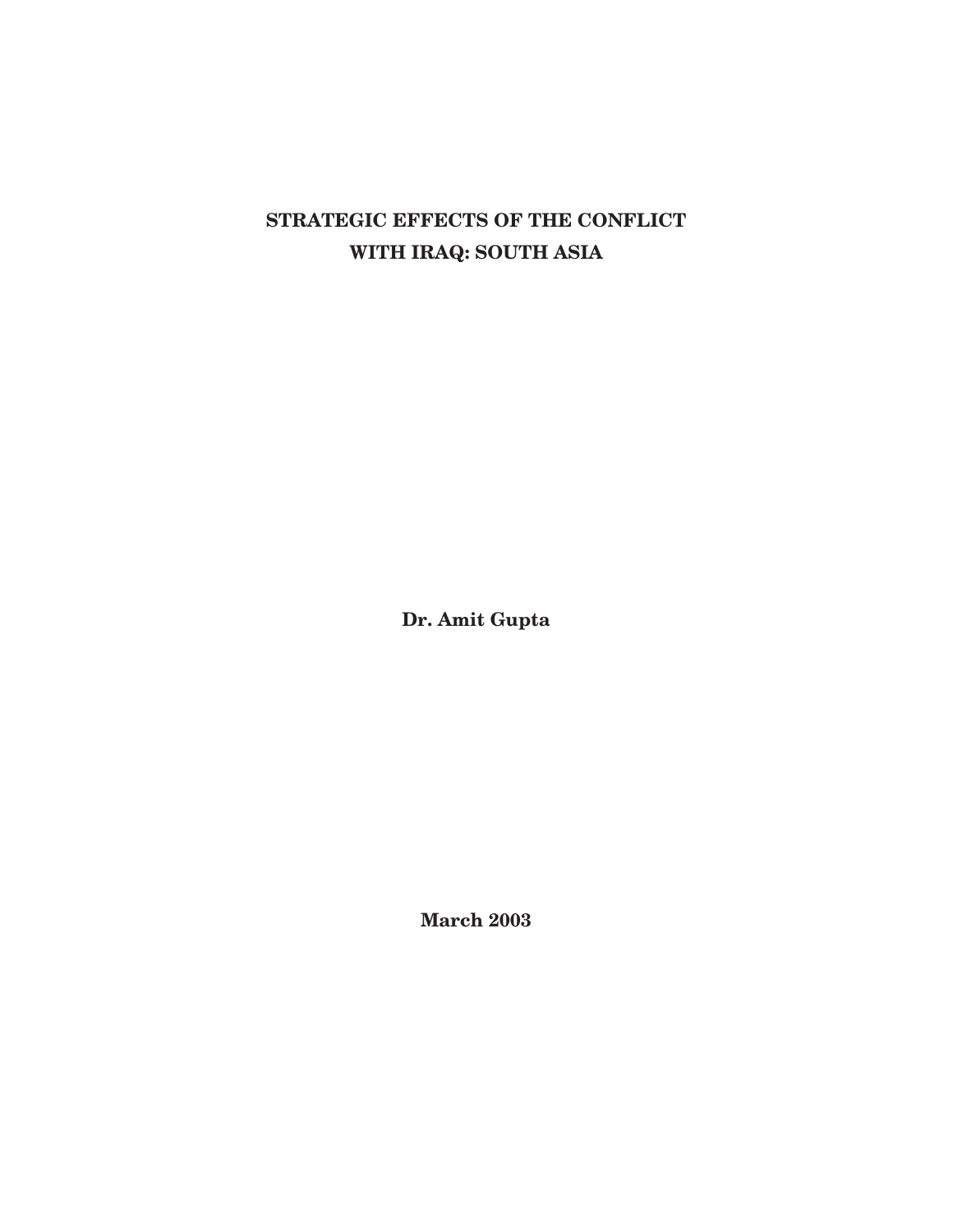# STRATEGIC EFFECTS OF THE CONFLICT WITH IRAQ: SOUTH ASIA

**Dr. Amit Gupta**

**March 2003**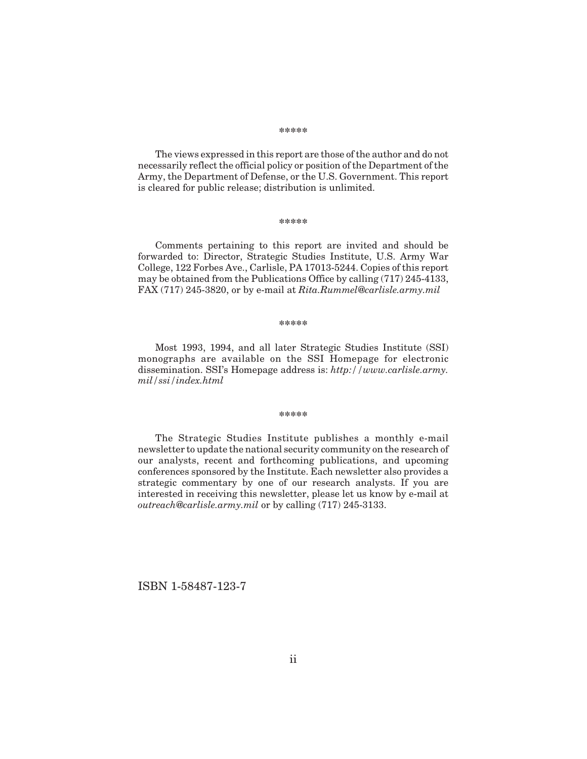*****

The views expressed in this report are those of the author and do not necessarily reflect the official policy or position of the Department of the Army, the Department of Defense, or the U.S. Government. This report is cleared for public release; distribution is unlimited.

*****

Comments pertaining to this report are invited and should be forwarded to: Director, Strategic Studies Institute, U.S. Army War College, 122 Forbes Ave., Carlisle, PA 17013-5244. Copies of this report may be obtained from the Publications Office by calling (717) 245-4133, FAX (717) 245-3820, or by e-mail at *Rita.Rummel@carlisle.army.mil*

*****

Most 1993, 1994, and all later Strategic Studies Institute (SSI) monographs are available on the SSI Homepage for electronic dissemination. SSI's Homepage address is: *http://www.carlisle.army.mil/ssi/index.html*

*****

The Strategic Studies Institute publishes a monthly e-mail newsletter to update the national security community on the research of our analysts, recent and forthcoming publications, and upcoming conferences sponsored by the Institute. Each newsletter also provides a strategic commentary by one of our research analysts. If you are interested in receiving this newsletter, please let us know by e-mail at *outreach@carlisle.army.mil* or by calling (717) 245-3133.

ISBN 1-58487-123-7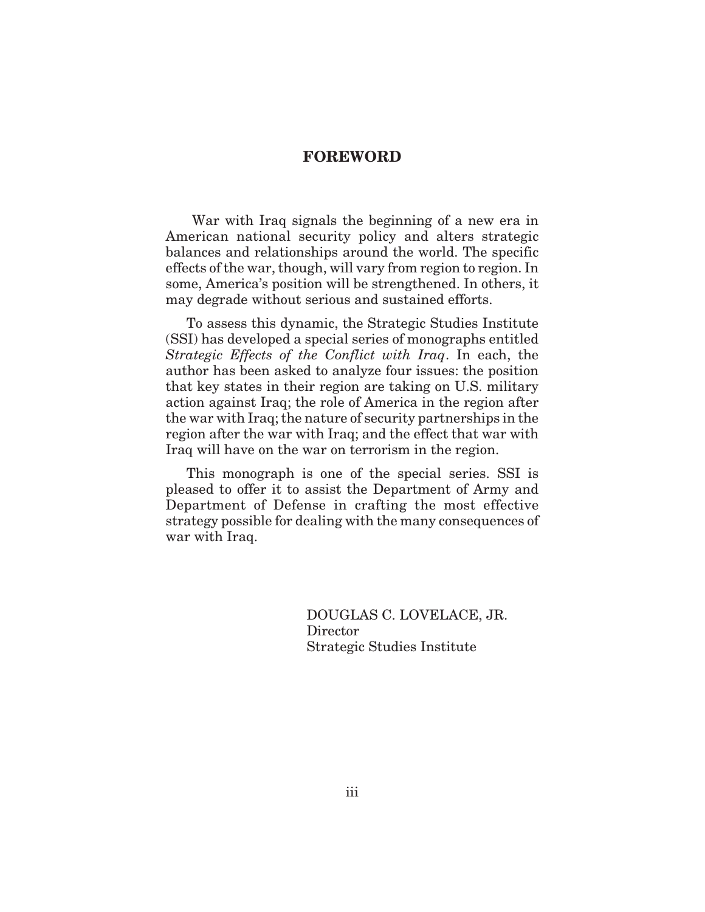# FOREWORD

War with Iraq signals the beginning of a new era in American national security policy and alters strategic balances and relationships around the world. The specific effects of the war, though, will vary from region to region. In some, America's position will be strengthened. In others, it may degrade without serious and sustained efforts.

To assess this dynamic, the Strategic Studies Institute (SSI) has developed a special series of monographs entitled *Strategic Effects of the Conflict with Iraq*. In each, the author has been asked to analyze four issues: the position that key states in their region are taking on U.S. military action against Iraq; the role of America in the region after the war with Iraq; the nature of security partnerships in the region after the war with Iraq; and the effect that war with Iraq will have on the war on terrorism in the region.

This monograph is one of the special series. SSI is pleased to offer it to assist the Department of Army and Department of Defense in crafting the most effective strategy possible for dealing with the many consequences of war with Iraq.

DOUGLAS C. LOVELACE, JR.
Director
Strategic Studies Institute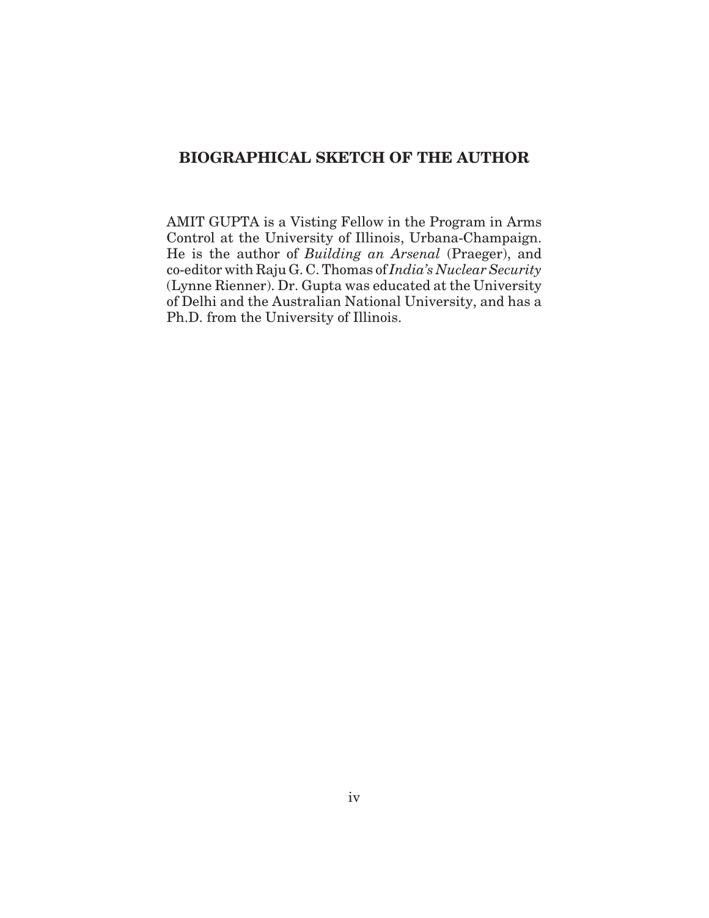## BIOGRAPHICAL SKETCH OF THE AUTHOR

AMIT GUPTA is a Visting Fellow in the Program in Arms Control at the University of Illinois, Urbana-Champaign. He is the author of *Building an Arsenal* (Praeger), and co-editor with Raju G. C. Thomas of *India's Nuclear Security* (Lynne Rienner). Dr. Gupta was educated at the University of Delhi and the Australian National University, and has a Ph.D. from the University of Illinois.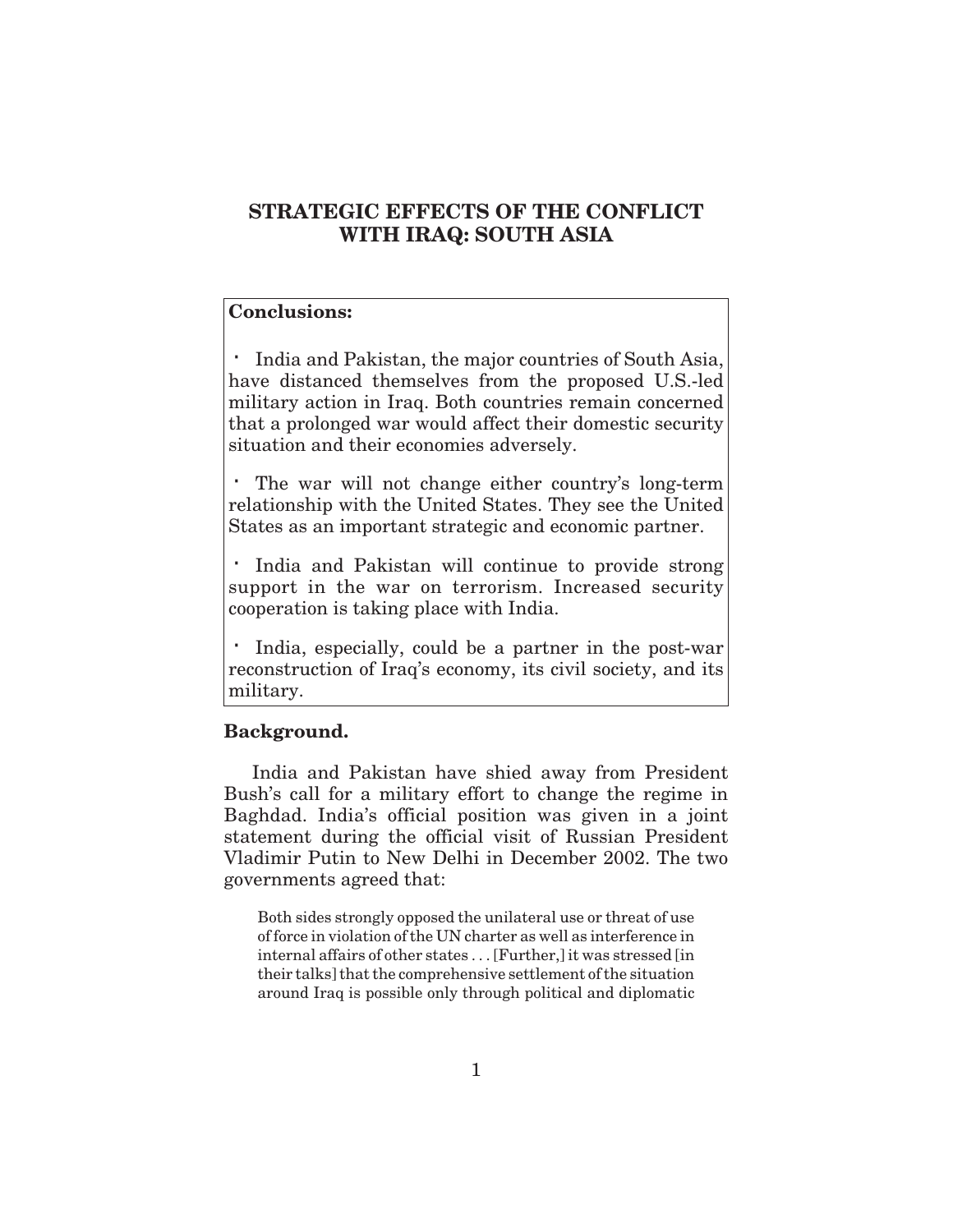# STRATEGIC EFFECTS OF THE CONFLICT WITH IRAQ: SOUTH ASIA

**Conclusions:**

- India and Pakistan, the major countries of South Asia, have distanced themselves from the proposed U.S.-led military action in Iraq. Both countries remain concerned that a prolonged war would affect their domestic security situation and their economies adversely.
- The war will not change either country's long-term relationship with the United States. They see the United States as an important strategic and economic partner.
- India and Pakistan will continue to provide strong support in the war on terrorism. Increased security cooperation is taking place with India.
- India, especially, could be a partner in the post-war reconstruction of Iraq's economy, its civil society, and its military.

**Background.**

India and Pakistan have shied away from President Bush's call for a military effort to change the regime in Baghdad. India's official position was given in a joint statement during the official visit of Russian President Vladimir Putin to New Delhi in December 2002. The two governments agreed that:

> Both sides strongly opposed the unilateral use or threat of use of force in violation of the UN charter as well as interference in internal affairs of other states . . . [Further,] it was stressed [in their talks] that the comprehensive settlement of the situation around Iraq is possible only through political and diplomatic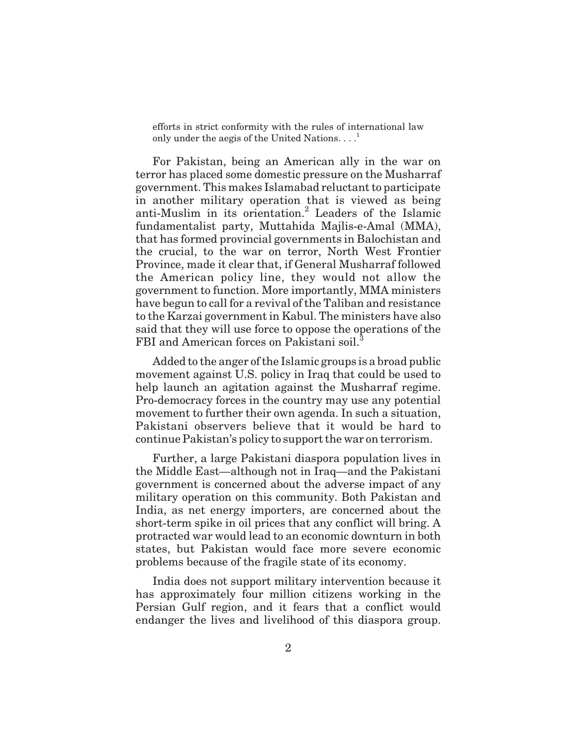efforts in strict conformity with the rules of international law only under the aegis of the United Nations. . . .[1]

For Pakistan, being an American ally in the war on terror has placed some domestic pressure on the Musharraf government. This makes Islamabad reluctant to participate in another military operation that is viewed as being anti-Muslim in its orientation.[2] Leaders of the Islamic fundamentalist party, Muttahida Majlis-e-Amal (MMA), that has formed provincial governments in Balochistan and the crucial, to the war on terror, North West Frontier Province, made it clear that, if General Musharraf followed the American policy line, they would not allow the government to function. More importantly, MMA ministers have begun to call for a revival of the Taliban and resistance to the Karzai government in Kabul. The ministers have also said that they will use force to oppose the operations of the FBI and American forces on Pakistani soil.[3]

Added to the anger of the Islamic groups is a broad public movement against U.S. policy in Iraq that could be used to help launch an agitation against the Musharraf regime. Pro-democracy forces in the country may use any potential movement to further their own agenda. In such a situation, Pakistani observers believe that it would be hard to continue Pakistan's policy to support the war on terrorism.

Further, a large Pakistani diaspora population lives in the Middle East—although not in Iraq—and the Pakistani government is concerned about the adverse impact of any military operation on this community. Both Pakistan and India, as net energy importers, are concerned about the short-term spike in oil prices that any conflict will bring. A protracted war would lead to an economic downturn in both states, but Pakistan would face more severe economic problems because of the fragile state of its economy.

India does not support military intervention because it has approximately four million citizens working in the Persian Gulf region, and it fears that a conflict would endanger the lives and livelihood of this diaspora group.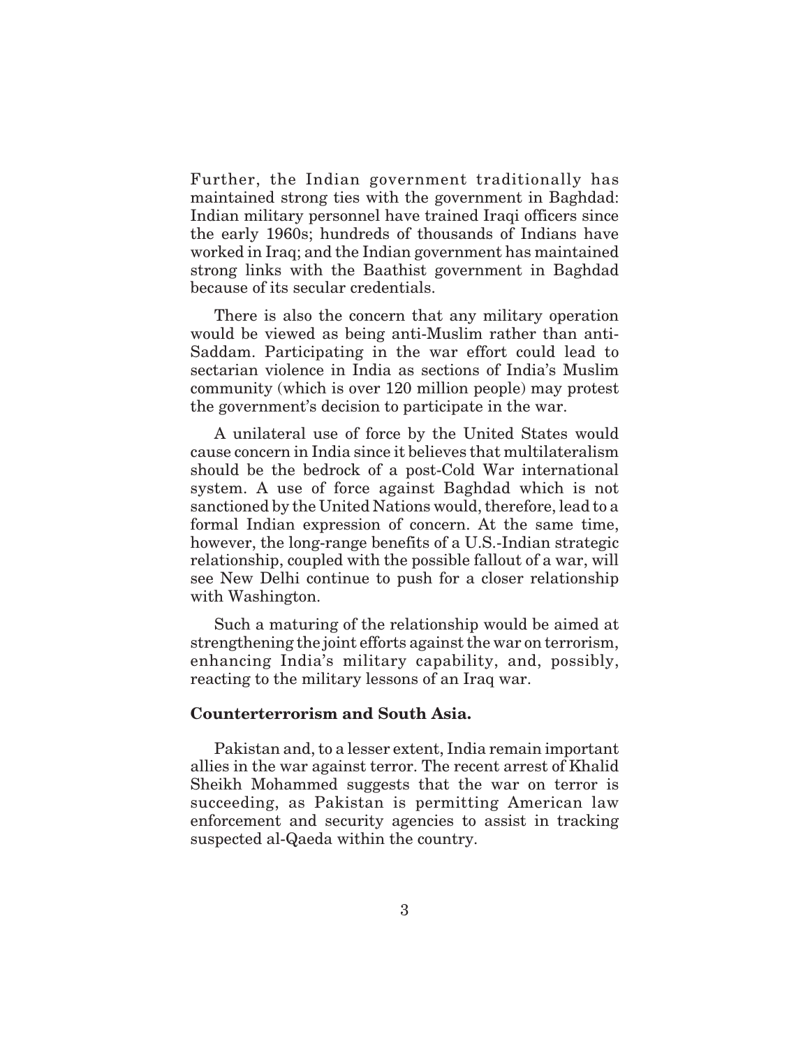Further, the Indian government traditionally has maintained strong ties with the government in Baghdad: Indian military personnel have trained Iraqi officers since the early 1960s; hundreds of thousands of Indians have worked in Iraq; and the Indian government has maintained strong links with the Baathist government in Baghdad because of its secular credentials.

There is also the concern that any military operation would be viewed as being anti-Muslim rather than anti-Saddam. Participating in the war effort could lead to sectarian violence in India as sections of India's Muslim community (which is over 120 million people) may protest the government's decision to participate in the war.

A unilateral use of force by the United States would cause concern in India since it believes that multilateralism should be the bedrock of a post-Cold War international system. A use of force against Baghdad which is not sanctioned by the United Nations would, therefore, lead to a formal Indian expression of concern. At the same time, however, the long-range benefits of a U.S.-Indian strategic relationship, coupled with the possible fallout of a war, will see New Delhi continue to push for a closer relationship with Washington.

Such a maturing of the relationship would be aimed at strengthening the joint efforts against the war on terrorism, enhancing India's military capability, and, possibly, reacting to the military lessons of an Iraq war.

**Counterterrorism and South Asia.**

Pakistan and, to a lesser extent, India remain important allies in the war against terror. The recent arrest of Khalid Sheikh Mohammed suggests that the war on terror is succeeding, as Pakistan is permitting American law enforcement and security agencies to assist in tracking suspected al-Qaeda within the country.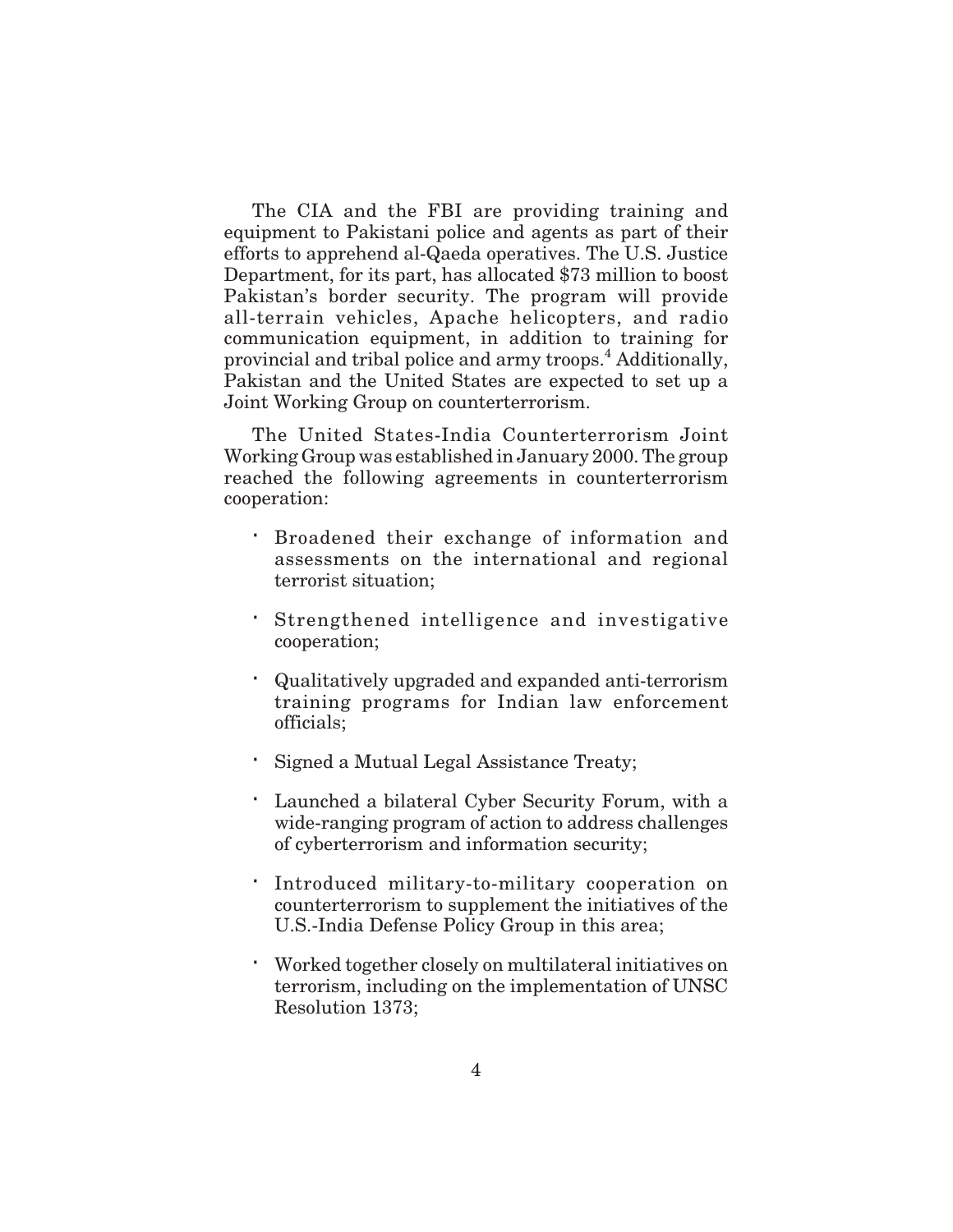The CIA and the FBI are providing training and equipment to Pakistani police and agents as part of their efforts to apprehend al-Qaeda operatives. The U.S. Justice Department, for its part, has allocated $73 million to boost Pakistan's border security. The program will provide all-terrain vehicles, Apache helicopters, and radio communication equipment, in addition to training for provincial and tribal police and army troops.[4] Additionally, Pakistan and the United States are expected to set up a Joint Working Group on counterterrorism.

The United States-India Counterterrorism Joint Working Group was established in January 2000. The group reached the following agreements in counterterrorism cooperation:

- Broadened their exchange of information and assessments on the international and regional terrorist situation;
- Strengthened intelligence and investigative cooperation;
- Qualitatively upgraded and expanded anti-terrorism training programs for Indian law enforcement officials;
- Signed a Mutual Legal Assistance Treaty;
- Launched a bilateral Cyber Security Forum, with a wide-ranging program of action to address challenges of cyberterrorism and information security;
- Introduced military-to-military cooperation on counterterrorism to supplement the initiatives of the U.S.-India Defense Policy Group in this area;
- Worked together closely on multilateral initiatives on terrorism, including on the implementation of UNSC Resolution 1373;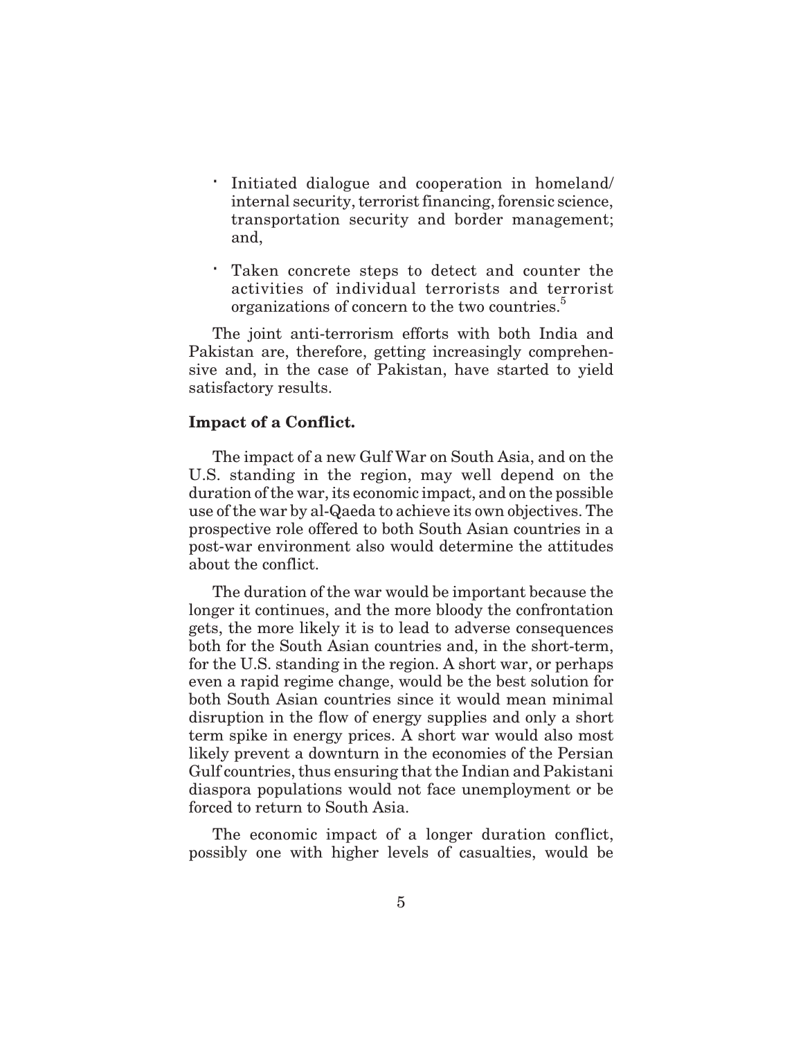- Initiated dialogue and cooperation in homeland/ internal security, terrorist financing, forensic science, transportation security and border management; and,

- Taken concrete steps to detect and counter the activities of individual terrorists and terrorist organizations of concern to the two countries.[5]

The joint anti-terrorism efforts with both India and Pakistan are, therefore, getting increasingly comprehensive and, in the case of Pakistan, have started to yield satisfactory results.

**Impact of a Conflict.**

The impact of a new Gulf War on South Asia, and on the U.S. standing in the region, may well depend on the duration of the war, its economic impact, and on the possible use of the war by al-Qaeda to achieve its own objectives. The prospective role offered to both South Asian countries in a post-war environment also would determine the attitudes about the conflict.

The duration of the war would be important because the longer it continues, and the more bloody the confrontation gets, the more likely it is to lead to adverse consequences both for the South Asian countries and, in the short-term, for the U.S. standing in the region. A short war, or perhaps even a rapid regime change, would be the best solution for both South Asian countries since it would mean minimal disruption in the flow of energy supplies and only a short term spike in energy prices. A short war would also most likely prevent a downturn in the economies of the Persian Gulf countries, thus ensuring that the Indian and Pakistani diaspora populations would not face unemployment or be forced to return to South Asia.

The economic impact of a longer duration conflict, possibly one with higher levels of casualties, would be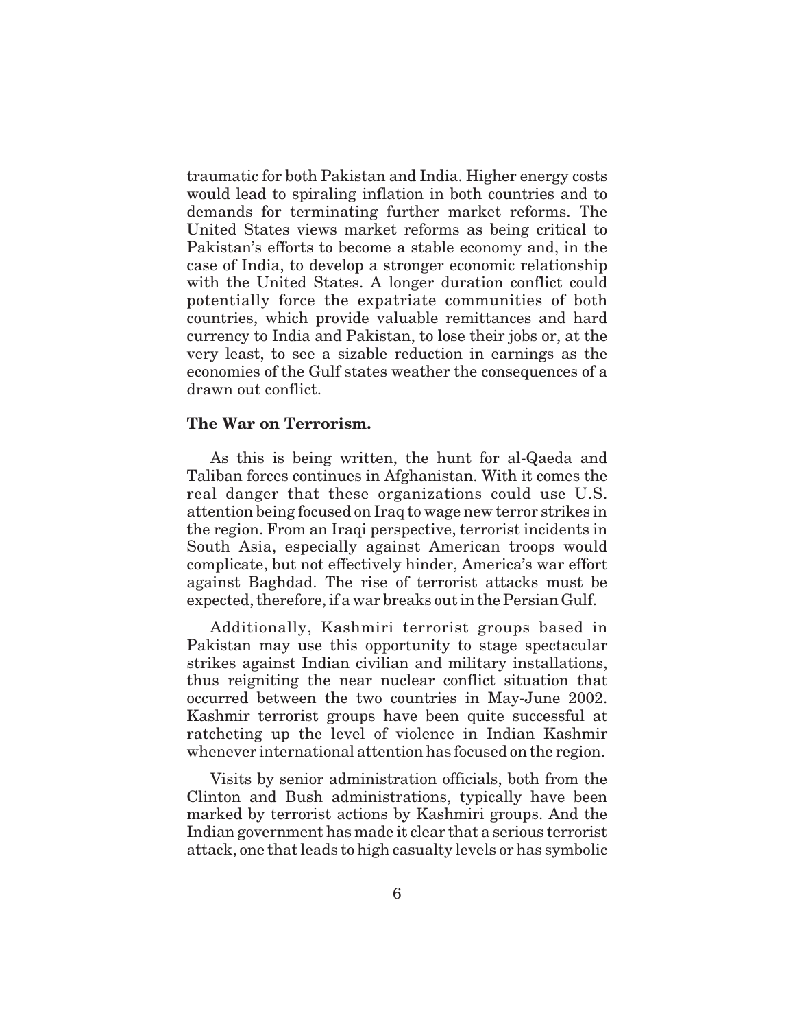traumatic for both Pakistan and India. Higher energy costs would lead to spiraling inflation in both countries and to demands for terminating further market reforms. The United States views market reforms as being critical to Pakistan's efforts to become a stable economy and, in the case of India, to develop a stronger economic relationship with the United States. A longer duration conflict could potentially force the expatriate communities of both countries, which provide valuable remittances and hard currency to India and Pakistan, to lose their jobs or, at the very least, to see a sizable reduction in earnings as the economies of the Gulf states weather the consequences of a drawn out conflict.

**The War on Terrorism.**

As this is being written, the hunt for al-Qaeda and Taliban forces continues in Afghanistan. With it comes the real danger that these organizations could use U.S. attention being focused on Iraq to wage new terror strikes in the region. From an Iraqi perspective, terrorist incidents in South Asia, especially against American troops would complicate, but not effectively hinder, America's war effort against Baghdad. The rise of terrorist attacks must be expected, therefore, if a war breaks out in the Persian Gulf.

Additionally, Kashmiri terrorist groups based in Pakistan may use this opportunity to stage spectacular strikes against Indian civilian and military installations, thus reigniting the near nuclear conflict situation that occurred between the two countries in May-June 2002. Kashmir terrorist groups have been quite successful at ratcheting up the level of violence in Indian Kashmir whenever international attention has focused on the region.

Visits by senior administration officials, both from the Clinton and Bush administrations, typically have been marked by terrorist actions by Kashmiri groups. And the Indian government has made it clear that a serious terrorist attack, one that leads to high casualty levels or has symbolic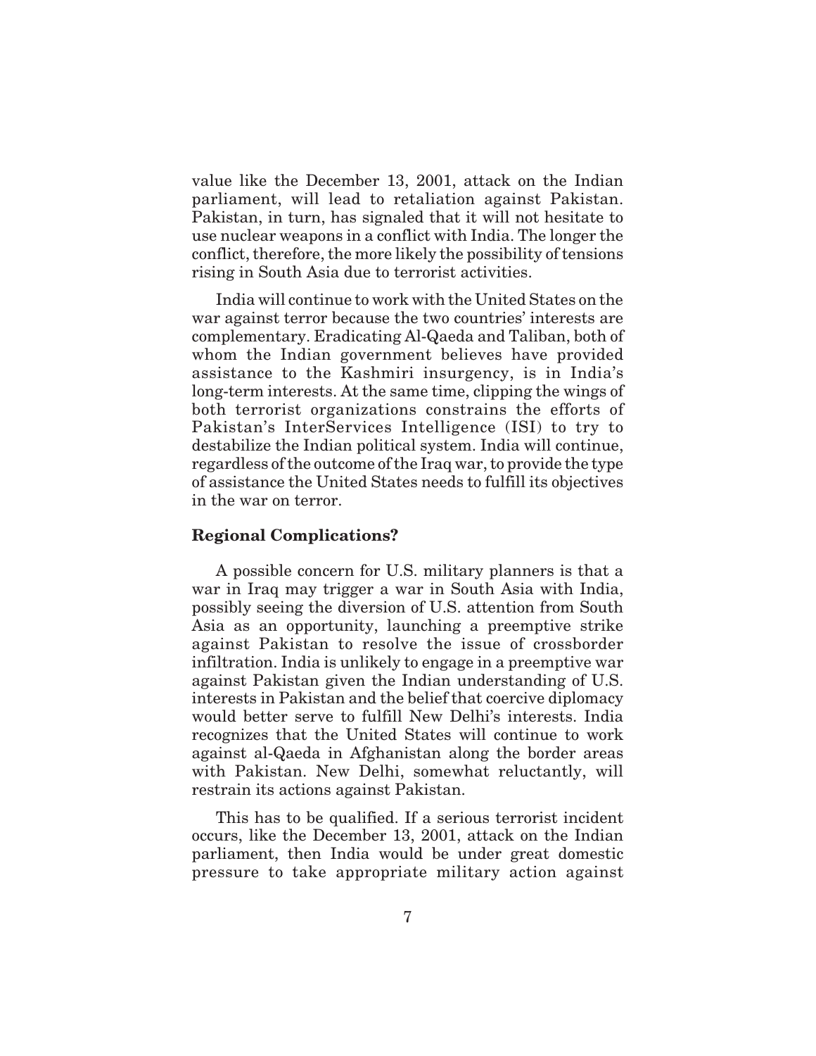value like the December 13, 2001, attack on the Indian parliament, will lead to retaliation against Pakistan. Pakistan, in turn, has signaled that it will not hesitate to use nuclear weapons in a conflict with India. The longer the conflict, therefore, the more likely the possibility of tensions rising in South Asia due to terrorist activities.

India will continue to work with the United States on the war against terror because the two countries' interests are complementary. Eradicating Al-Qaeda and Taliban, both of whom the Indian government believes have provided assistance to the Kashmiri insurgency, is in India's long-term interests. At the same time, clipping the wings of both terrorist organizations constrains the efforts of Pakistan's InterServices Intelligence (ISI) to try to destabilize the Indian political system. India will continue, regardless of the outcome of the Iraq war, to provide the type of assistance the United States needs to fulfill its objectives in the war on terror.

**Regional Complications?**

A possible concern for U.S. military planners is that a war in Iraq may trigger a war in South Asia with India, possibly seeing the diversion of U.S. attention from South Asia as an opportunity, launching a preemptive strike against Pakistan to resolve the issue of crossborder infiltration. India is unlikely to engage in a preemptive war against Pakistan given the Indian understanding of U.S. interests in Pakistan and the belief that coercive diplomacy would better serve to fulfill New Delhi's interests. India recognizes that the United States will continue to work against al-Qaeda in Afghanistan along the border areas with Pakistan. New Delhi, somewhat reluctantly, will restrain its actions against Pakistan.

This has to be qualified. If a serious terrorist incident occurs, like the December 13, 2001, attack on the Indian parliament, then India would be under great domestic pressure to take appropriate military action against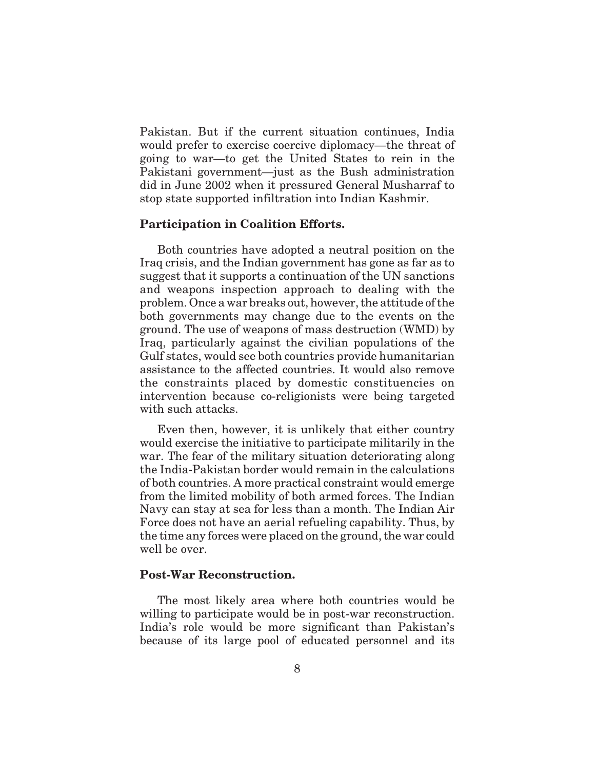Pakistan. But if the current situation continues, India would prefer to exercise coercive diplomacy—the threat of going to war—to get the United States to rein in the Pakistani government—just as the Bush administration did in June 2002 when it pressured General Musharraf to stop state supported infiltration into Indian Kashmir.

**Participation in Coalition Efforts.**

Both countries have adopted a neutral position on the Iraq crisis, and the Indian government has gone as far as to suggest that it supports a continuation of the UN sanctions and weapons inspection approach to dealing with the problem. Once a war breaks out, however, the attitude of the both governments may change due to the events on the ground. The use of weapons of mass destruction (WMD) by Iraq, particularly against the civilian populations of the Gulf states, would see both countries provide humanitarian assistance to the affected countries. It would also remove the constraints placed by domestic constituencies on intervention because co-religionists were being targeted with such attacks.

Even then, however, it is unlikely that either country would exercise the initiative to participate militarily in the war. The fear of the military situation deteriorating along the India-Pakistan border would remain in the calculations of both countries. A more practical constraint would emerge from the limited mobility of both armed forces. The Indian Navy can stay at sea for less than a month. The Indian Air Force does not have an aerial refueling capability. Thus, by the time any forces were placed on the ground, the war could well be over.

**Post-War Reconstruction.**

The most likely area where both countries would be willing to participate would be in post-war reconstruction. India's role would be more significant than Pakistan's because of its large pool of educated personnel and its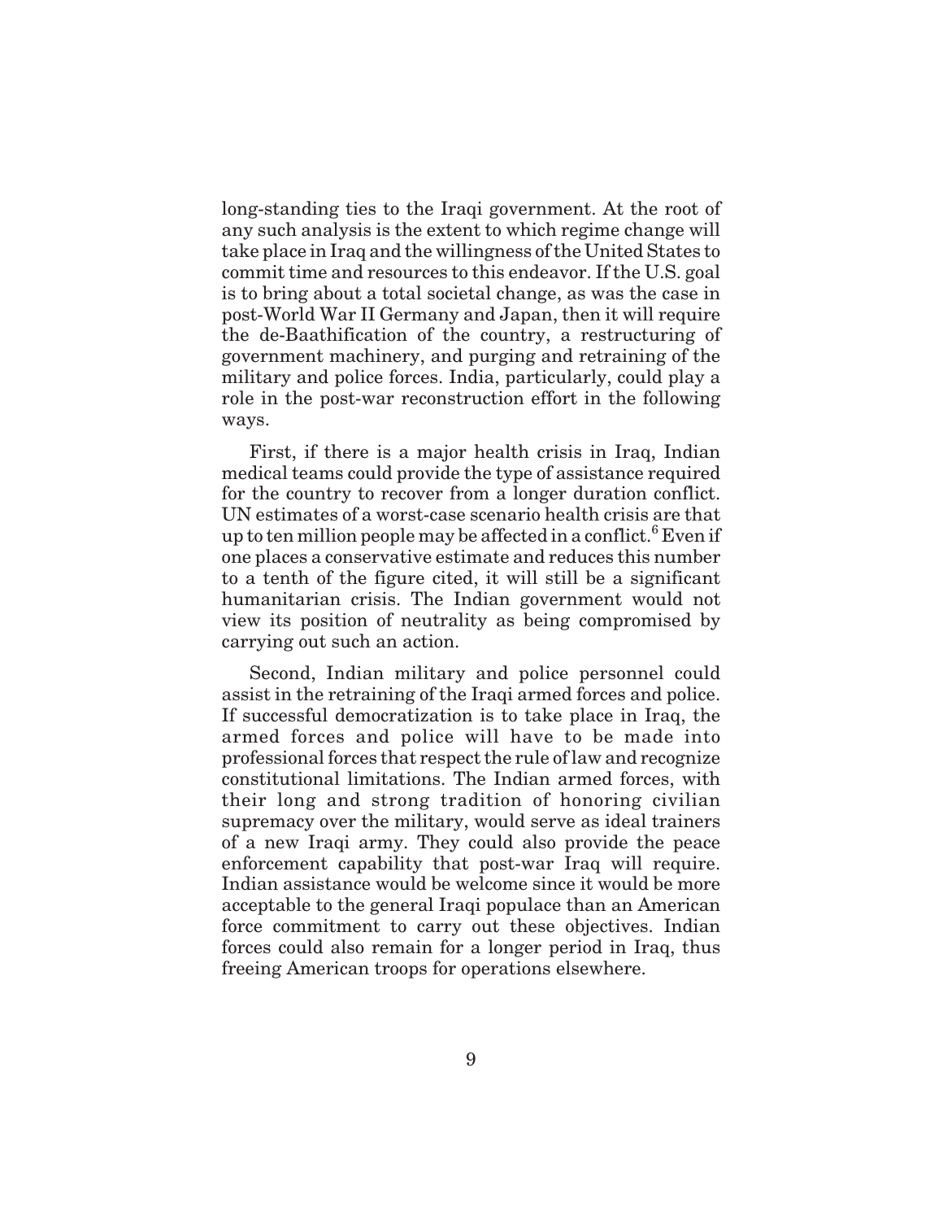long-standing ties to the Iraqi government. At the root of any such analysis is the extent to which regime change will take place in Iraq and the willingness of the United States to commit time and resources to this endeavor. If the U.S. goal is to bring about a total societal change, as was the case in post-World War II Germany and Japan, then it will require the de-Baathification of the country, a restructuring of government machinery, and purging and retraining of the military and police forces. India, particularly, could play a role in the post-war reconstruction effort in the following ways.

First, if there is a major health crisis in Iraq, Indian medical teams could provide the type of assistance required for the country to recover from a longer duration conflict. UN estimates of a worst-case scenario health crisis are that up to ten million people may be affected in a conflict.[6] Even if one places a conservative estimate and reduces this number to a tenth of the figure cited, it will still be a significant humanitarian crisis. The Indian government would not view its position of neutrality as being compromised by carrying out such an action.

Second, Indian military and police personnel could assist in the retraining of the Iraqi armed forces and police. If successful democratization is to take place in Iraq, the armed forces and police will have to be made into professional forces that respect the rule of law and recognize constitutional limitations. The Indian armed forces, with their long and strong tradition of honoring civilian supremacy over the military, would serve as ideal trainers of a new Iraqi army. They could also provide the peace enforcement capability that post-war Iraq will require. Indian assistance would be welcome since it would be more acceptable to the general Iraqi populace than an American force commitment to carry out these objectives. Indian forces could also remain for a longer period in Iraq, thus freeing American troops for operations elsewhere.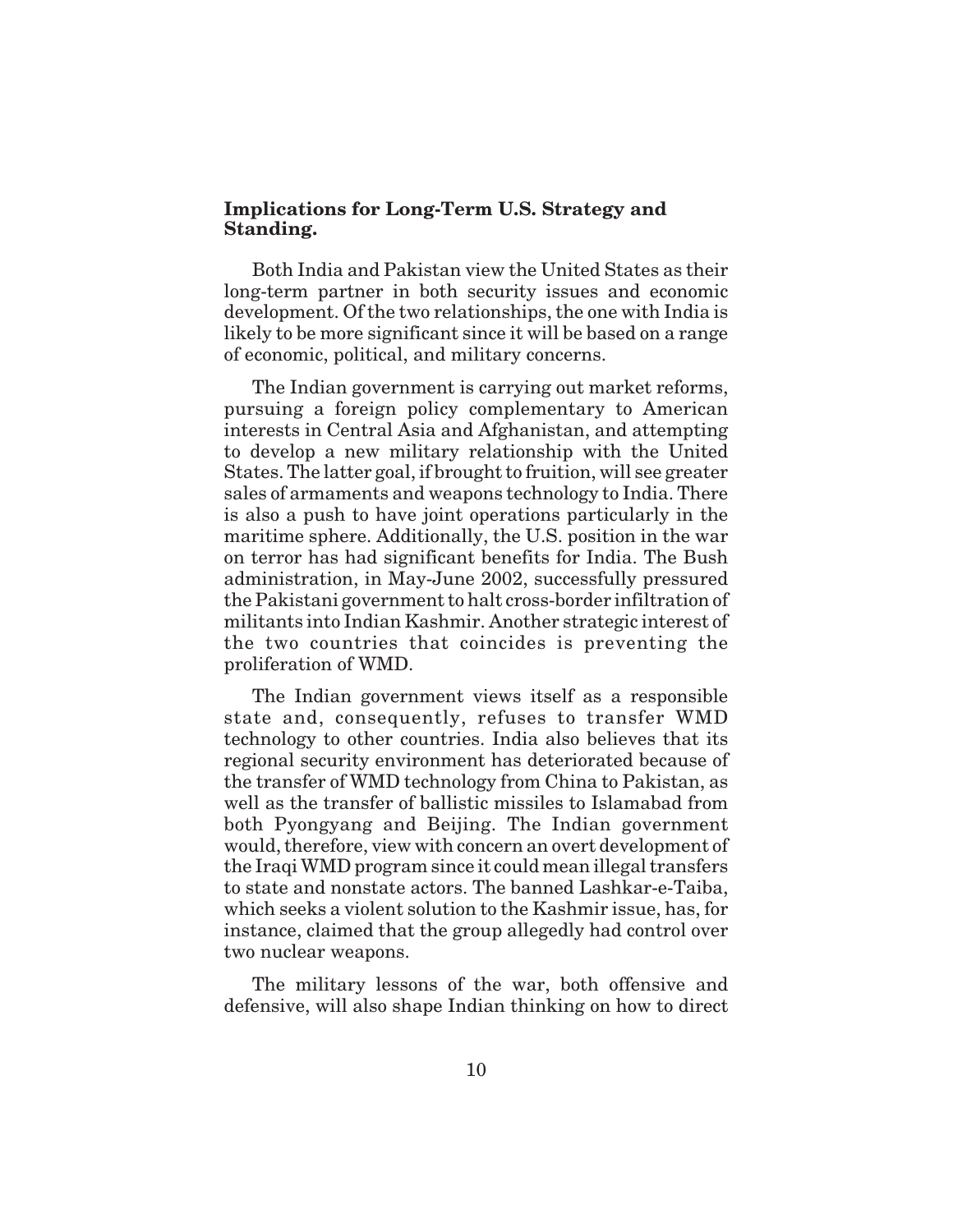**Implications for Long-Term U.S. Strategy and Standing.**

Both India and Pakistan view the United States as their long-term partner in both security issues and economic development. Of the two relationships, the one with India is likely to be more significant since it will be based on a range of economic, political, and military concerns.

The Indian government is carrying out market reforms, pursuing a foreign policy complementary to American interests in Central Asia and Afghanistan, and attempting to develop a new military relationship with the United States. The latter goal, if brought to fruition, will see greater sales of armaments and weapons technology to India. There is also a push to have joint operations particularly in the maritime sphere. Additionally, the U.S. position in the war on terror has had significant benefits for India. The Bush administration, in May-June 2002, successfully pressured the Pakistani government to halt cross-border infiltration of militants into Indian Kashmir. Another strategic interest of the two countries that coincides is preventing the proliferation of WMD.

The Indian government views itself as a responsible state and, consequently, refuses to transfer WMD technology to other countries. India also believes that its regional security environment has deteriorated because of the transfer of WMD technology from China to Pakistan, as well as the transfer of ballistic missiles to Islamabad from both Pyongyang and Beijing. The Indian government would, therefore, view with concern an overt development of the Iraqi WMD program since it could mean illegal transfers to state and nonstate actors. The banned Lashkar-e-Taiba, which seeks a violent solution to the Kashmir issue, has, for instance, claimed that the group allegedly had control over two nuclear weapons.

The military lessons of the war, both offensive and defensive, will also shape Indian thinking on how to direct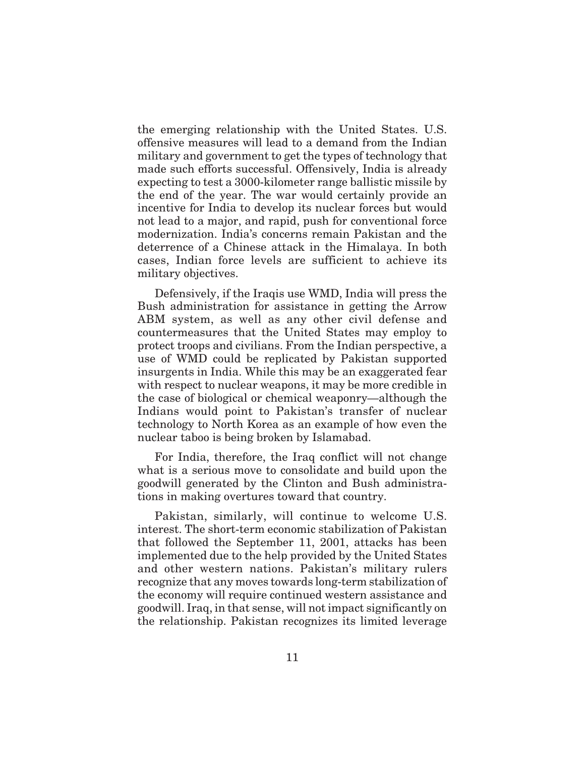the emerging relationship with the United States. U.S. offensive measures will lead to a demand from the Indian military and government to get the types of technology that made such efforts successful. Offensively, India is already expecting to test a 3000-kilometer range ballistic missile by the end of the year. The war would certainly provide an incentive for India to develop its nuclear forces but would not lead to a major, and rapid, push for conventional force modernization. India's concerns remain Pakistan and the deterrence of a Chinese attack in the Himalaya. In both cases, Indian force levels are sufficient to achieve its military objectives.

Defensively, if the Iraqis use WMD, India will press the Bush administration for assistance in getting the Arrow ABM system, as well as any other civil defense and countermeasures that the United States may employ to protect troops and civilians. From the Indian perspective, a use of WMD could be replicated by Pakistan supported insurgents in India. While this may be an exaggerated fear with respect to nuclear weapons, it may be more credible in the case of biological or chemical weaponry—although the Indians would point to Pakistan's transfer of nuclear technology to North Korea as an example of how even the nuclear taboo is being broken by Islamabad.

For India, therefore, the Iraq conflict will not change what is a serious move to consolidate and build upon the goodwill generated by the Clinton and Bush administrations in making overtures toward that country.

Pakistan, similarly, will continue to welcome U.S. interest. The short-term economic stabilization of Pakistan that followed the September 11, 2001, attacks has been implemented due to the help provided by the United States and other western nations. Pakistan's military rulers recognize that any moves towards long-term stabilization of the economy will require continued western assistance and goodwill. Iraq, in that sense, will not impact significantly on the relationship. Pakistan recognizes its limited leverage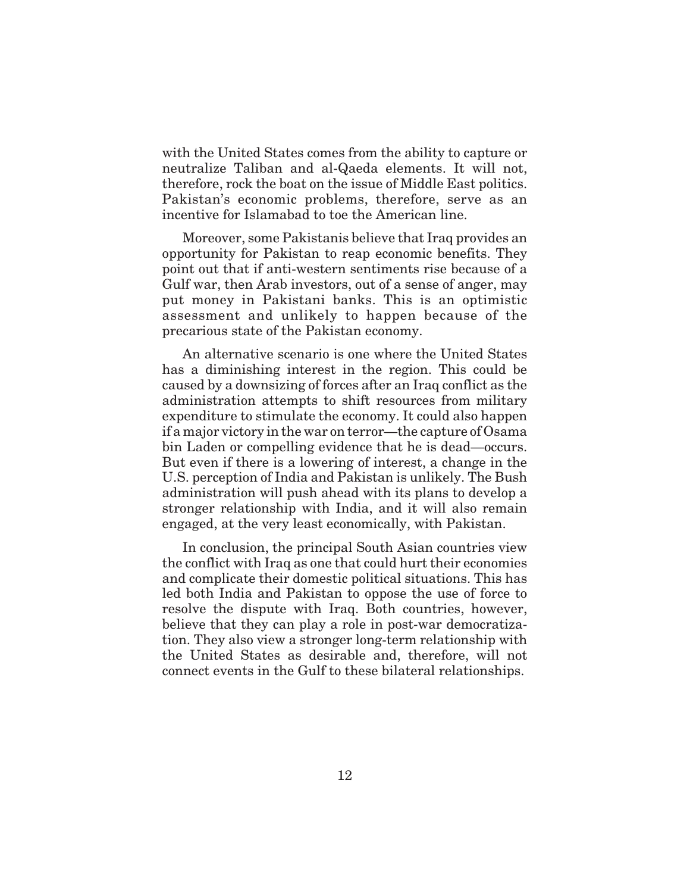with the United States comes from the ability to capture or neutralize Taliban and al-Qaeda elements. It will not, therefore, rock the boat on the issue of Middle East politics. Pakistan's economic problems, therefore, serve as an incentive for Islamabad to toe the American line.

Moreover, some Pakistanis believe that Iraq provides an opportunity for Pakistan to reap economic benefits. They point out that if anti-western sentiments rise because of a Gulf war, then Arab investors, out of a sense of anger, may put money in Pakistani banks. This is an optimistic assessment and unlikely to happen because of the precarious state of the Pakistan economy.

An alternative scenario is one where the United States has a diminishing interest in the region. This could be caused by a downsizing of forces after an Iraq conflict as the administration attempts to shift resources from military expenditure to stimulate the economy. It could also happen if a major victory in the war on terror—the capture of Osama bin Laden or compelling evidence that he is dead—occurs. But even if there is a lowering of interest, a change in the U.S. perception of India and Pakistan is unlikely. The Bush administration will push ahead with its plans to develop a stronger relationship with India, and it will also remain engaged, at the very least economically, with Pakistan.

In conclusion, the principal South Asian countries view the conflict with Iraq as one that could hurt their economies and complicate their domestic political situations. This has led both India and Pakistan to oppose the use of force to resolve the dispute with Iraq. Both countries, however, believe that they can play a role in post-war democratization. They also view a stronger long-term relationship with the United States as desirable and, therefore, will not connect events in the Gulf to these bilateral relationships.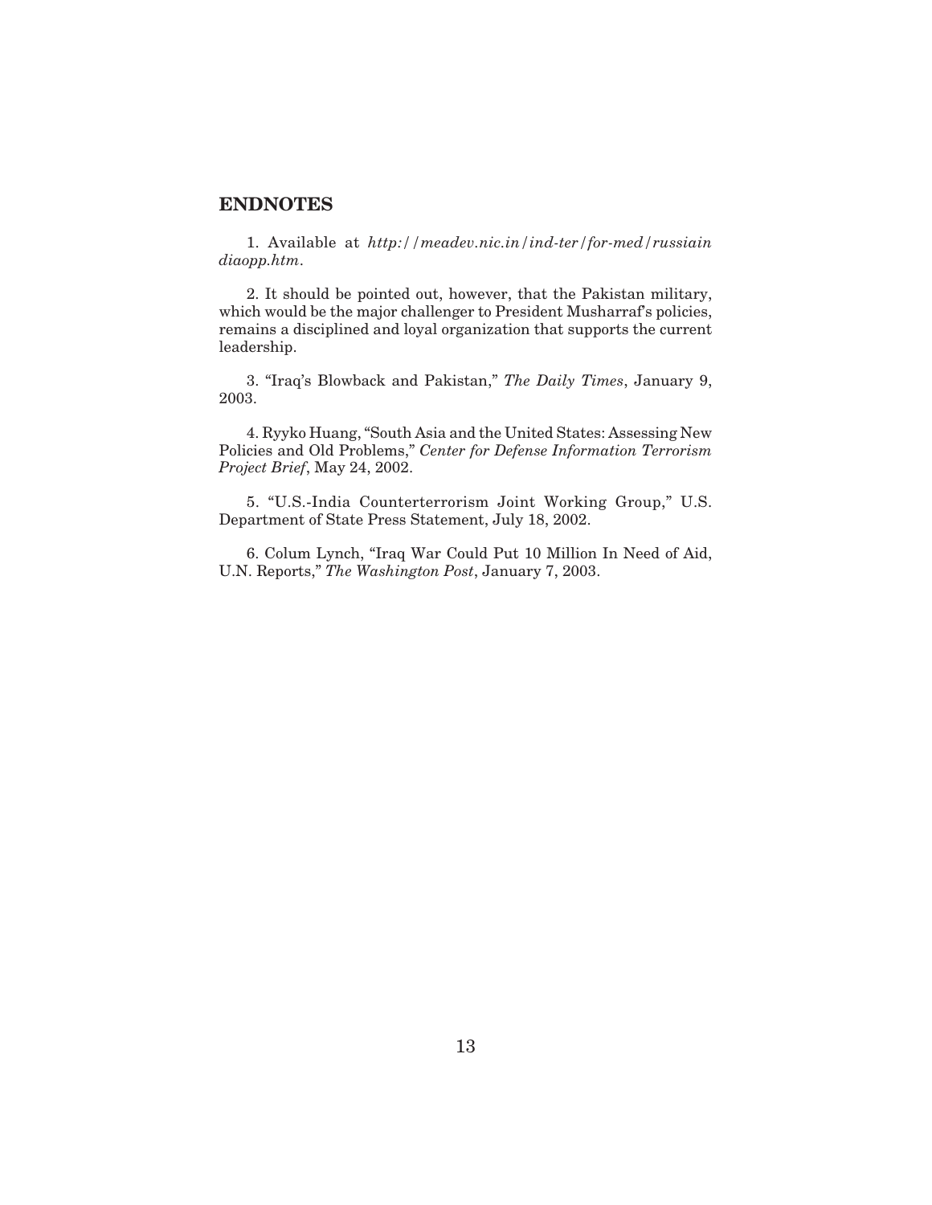## ENDNOTES

1. Available at *http://meadev.nic.in/ind-ter/for-med/russiain diaopp.htm*.

2. It should be pointed out, however, that the Pakistan military, which would be the major challenger to President Musharraf's policies, remains a disciplined and loyal organization that supports the current leadership.

3. "Iraq's Blowback and Pakistan," *The Daily Times*, January 9, 2003.

4. Ryyko Huang, "South Asia and the United States: Assessing New Policies and Old Problems," *Center for Defense Information Terrorism Project Brief*, May 24, 2002.

5. "U.S.-India Counterterrorism Joint Working Group," U.S. Department of State Press Statement, July 18, 2002.

6. Colum Lynch, "Iraq War Could Put 10 Million In Need of Aid, U.N. Reports," *The Washington Post*, January 7, 2003.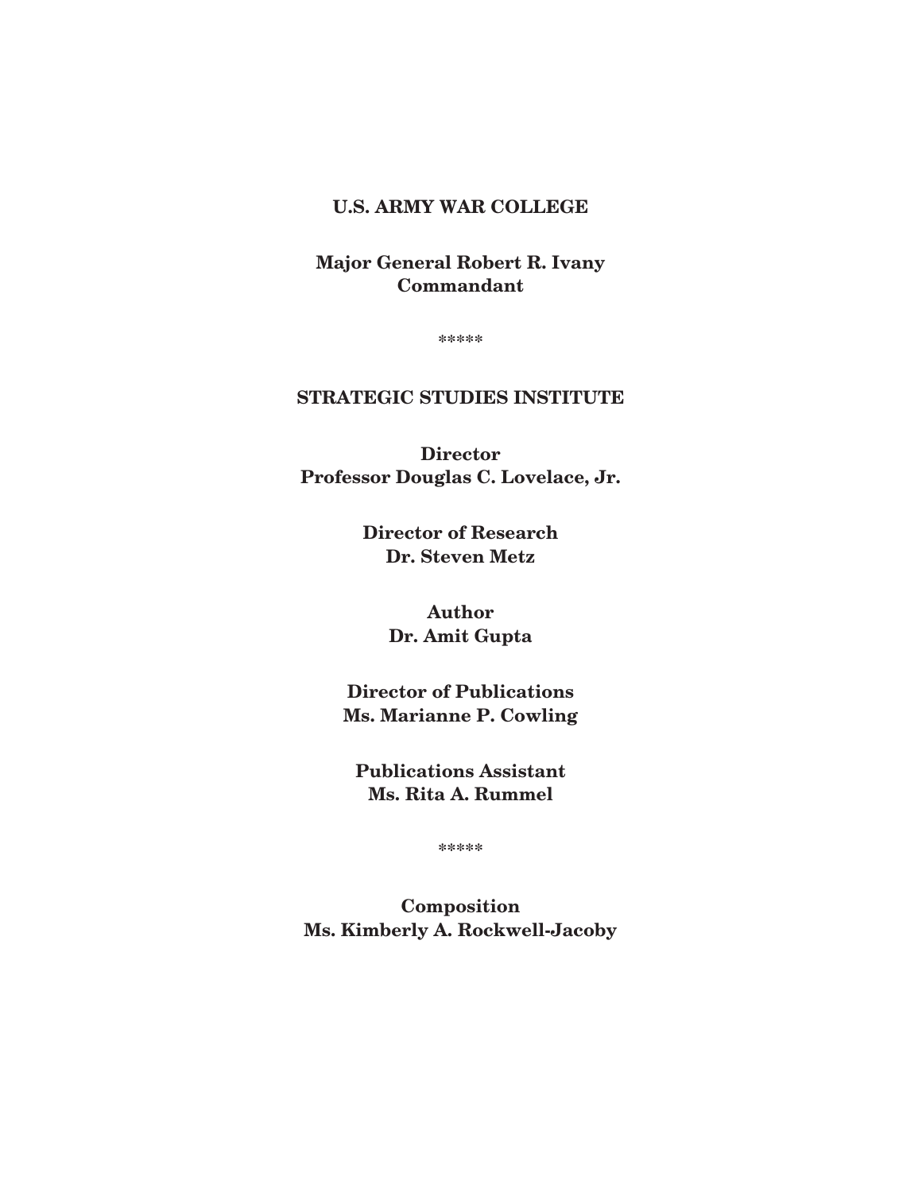**U.S. ARMY WAR COLLEGE**

**Major General Robert R. Ivany**
**Commandant**

*****

**STRATEGIC STUDIES INSTITUTE**

**Director**
**Professor Douglas C. Lovelace, Jr.**

**Director of Research**
**Dr. Steven Metz**

**Author**
**Dr. Amit Gupta**

**Director of Publications**
**Ms. Marianne P. Cowling**

**Publications Assistant**
**Ms. Rita A. Rummel**

*****

**Composition**
**Ms. Kimberly A. Rockwell-Jacoby**